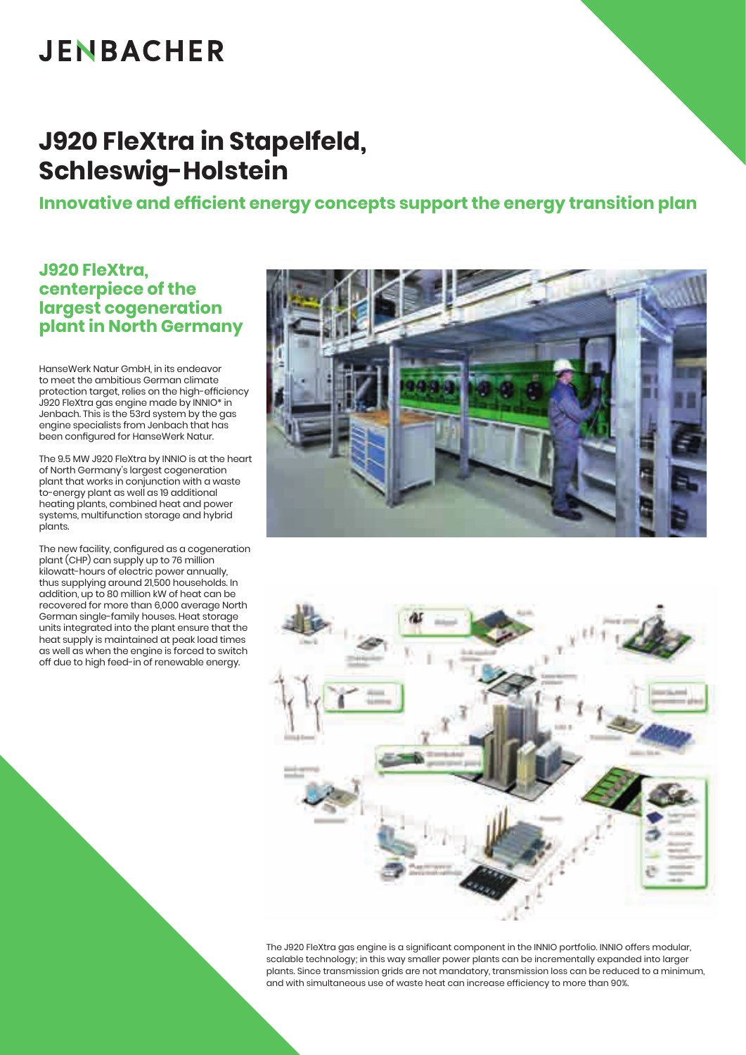# JENBACHER

# J920 FleXtra in Stapelfeld, Schleswig-Holstein

## Innovative and efficient energy concepts support the energy transition plan

### J920 FleXtra, centerpiece of the largest cogeneration plant in North Germany

HanseWerk Natur GmbH, in its endeavor to meet the ambitious German climate protection target, relies on the high-efficiency J920 FleXtra gas engine made by INNIO* in Jenbach. This is the 53rd system by the gas engine specialists from Jenbach that has been configured for HanseWerk Natur.

The 9.5 MW J920 FleXtra by INNIO is at the heart of North Germany's largest cogeneration plant that works in conjunction with a waste to-energy plant as well as 19 additional heating plants, combined heat and power systems, multifunction storage and hybrid plants.

The new facility, configured as a cogeneration plant (CHP) can supply up to 76 million kilowatt-hours of electric power annually, thus supplying around 21,500 households. In addition, up to 80 million kW of heat can be recovered for more than 6,000 average North German single-family houses. Heat storage units integrated into the plant ensure that the heat supply is maintained at peak load times as well as when the engine is forced to switch off due to high feed-in of renewable energy.

The J920 FleXtra gas engine is a significant component in the INNIO portfolio. INNIO offers modular, scalable technology; in this way smaller power plants can be incrementally expanded into larger plants. Since transmission grids are not mandatory, transmission loss can be reduced to a minimum, and with simultaneous use of waste heat can increase efficiency to more than 90%.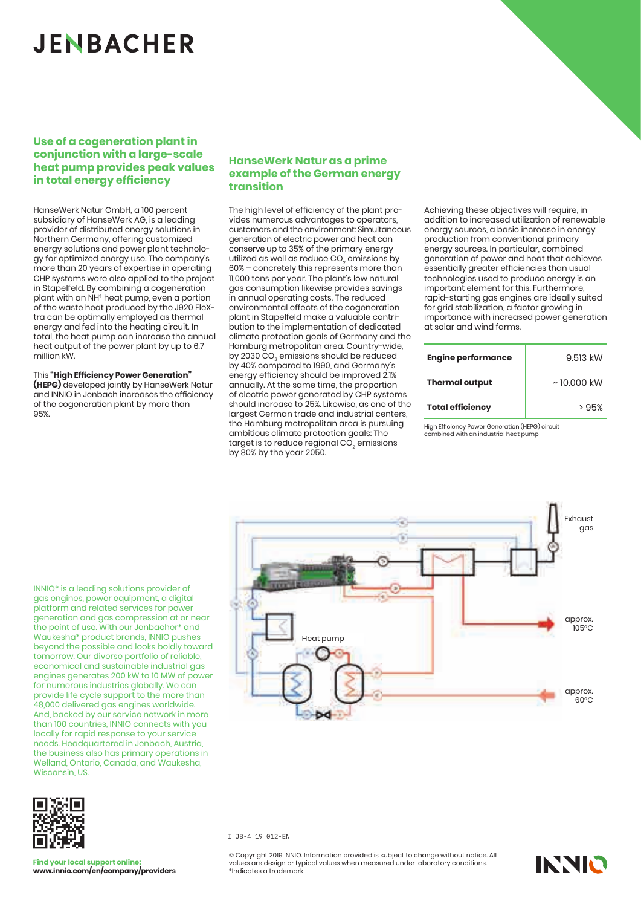# JENBACHER

## Use of a cogeneration plant in conjunction with a large-scale heat pump provides peak values in total energy efficiency

HanseWerk Natur GmbH, a 100 percent subsidiary of HanseWerk AG, is a leading provider of distributed energy solutions in Northern Germany, offering customized energy solutions and power plant technology for optimized energy use. The company's more than 20 years of expertise in operating CHP systems were also applied to the project in Stapelfeld. By combining a cogeneration plant with an $NH^3$ heat pump, even a portion of the waste heat produced by the J920 FleXtra can be optimally employed as thermal energy and fed into the heating circuit. In total, the heat pump can increase the annual heat output of the power plant by up to 6.7 million kW.

This **"High Efficiency Power Generation" (HEPG)** developed jointly by HanseWerk Natur and INNIO in Jenbach increases the efficiency of the cogeneration plant by more than 95%.

## HanseWerk Natur as a prime example of the German energy transition

The high level of efficiency of the plant provides numerous advantages to operators, customers and the environment: Simultaneous generation of electric power and heat can conserve up to 35% of the primary energy utilized as well as reduce $CO_2$ emissions by 60% – concretely this represents more than 11,000 tons per year. The plant's low natural gas consumption likewise provides savings in annual operating costs. The reduced environmental effects of the cogeneration plant in Stapelfeld make a valuable contribution to the implementation of dedicated climate protection goals of Germany and the Hamburg metropolitan area. Country-wide, by 2030 $CO_2$ emissions should be reduced by 40% compared to 1990, and Germany's energy efficiency should be improved 2.1% annually. At the same time, the proportion of electric power generated by CHP systems should increase to 25%. Likewise, as one of the largest German trade and industrial centers, the Hamburg metropolitan area is pursuing ambitious climate protection goals: The target is to reduce regional $CO_2$ emissions by 80% by the year 2050.

Achieving these objectives will require, in addition to increased utilization of renewable energy sources, a basic increase in energy production from conventional primary energy sources. In particular, combined generation of power and heat that achieves essentially greater efficiencies than usual technologies used to produce energy is an important element for this. Furthermore, rapid-starting gas engines are ideally suited for grid stabilization, a factor growing in importance with increased power generation at solar and wind farms.

| | |
|---|---|
| **Engine performance** | 9.513 kW |
| **Thermal output** | ~ 10.000 kW |
| **Total efficiency** | > 95% |

High Efficiency Power Generation (HEPG) circuit combined with an industrial heat pump

Exhaust gas

Heat pump

approx. 105°C

approx. 60°C

INNIO* is a leading solutions provider of gas engines, power equipment, a digital platform and related services for power generation and gas compression at or near the point of use. With our Jenbacher* and Waukesha* product brands, INNIO pushes beyond the possible and looks boldly toward tomorrow. Our diverse portfolio of reliable, economical and sustainable industrial gas engines generates 200 kW to 10 MW of power for numerous industries globally. We can provide life cycle support to the more than 48,000 delivered gas engines worldwide. And, backed by our service network in more than 100 countries, INNIO connects with you locally for rapid response to your service needs. Headquartered in Jenbach, Austria, the business also has primary operations in Welland, Ontario, Canada, and Waukesha, Wisconsin, US.

**Find your local support online:**
**www.innio.com/en/company/providers**

I JB-4 19 012-EN

© Copyright 2019 INNIO. Information provided is subject to change without notice. All values are design or typical values when measured under laboratory conditions.
*Indicates a trademark

INNIO